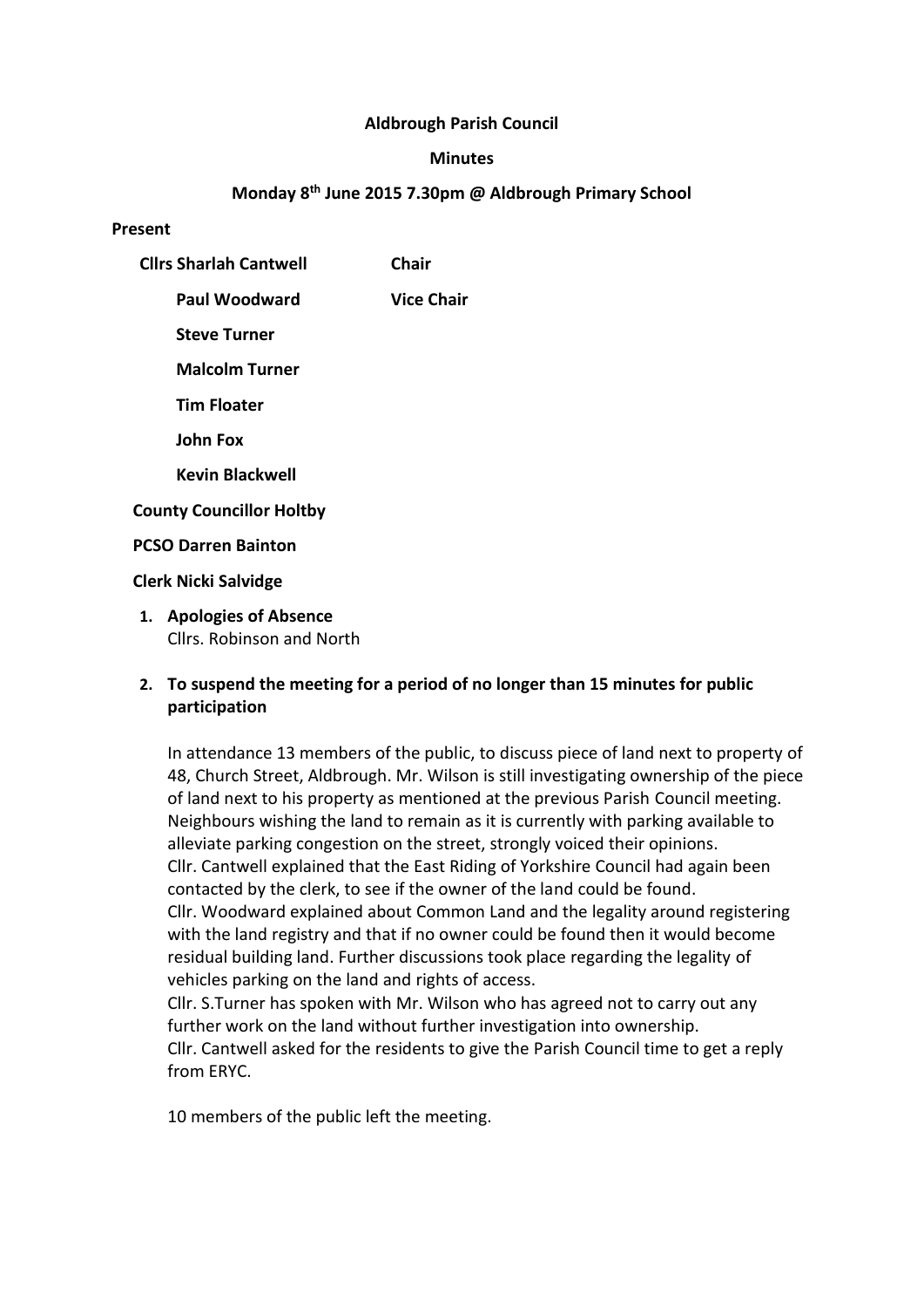**Aldbrough Parish Council**

**Minutes**

**Monday 8th June 2015 7.30pm @ Aldbrough Primary School**

**Present**

| | |
|---|---|
| **Cllrs Sharlah Cantwell** | **Chair** |
| **Paul Woodward** | **Vice Chair** |
| **Steve Turner** | |
| **Malcolm Turner** | |
| **Tim Floater** | |
| **John Fox** | |
| **Kevin Blackwell** | |

**County Councillor Holtby**

**PCSO Darren Bainton**

**Clerk Nicki Salvidge**

1. **Apologies of Absence**
   Cllrs. Robinson and North

2. **To suspend the meeting for a period of no longer than 15 minutes for public participation**

   In attendance 13 members of the public, to discuss piece of land next to property of 48, Church Street, Aldbrough. Mr. Wilson is still investigating ownership of the piece of land next to his property as mentioned at the previous Parish Council meeting. Neighbours wishing the land to remain as it is currently with parking available to alleviate parking congestion on the street, strongly voiced their opinions.
   Cllr. Cantwell explained that the East Riding of Yorkshire Council had again been contacted by the clerk, to see if the owner of the land could be found.
   Cllr. Woodward explained about Common Land and the legality around registering with the land registry and that if no owner could be found then it would become residual building land. Further discussions took place regarding the legality of vehicles parking on the land and rights of access.
   Cllr. S.Turner has spoken with Mr. Wilson who has agreed not to carry out any further work on the land without further investigation into ownership.
   Cllr. Cantwell asked for the residents to give the Parish Council time to get a reply from ERYC.

   10 members of the public left the meeting.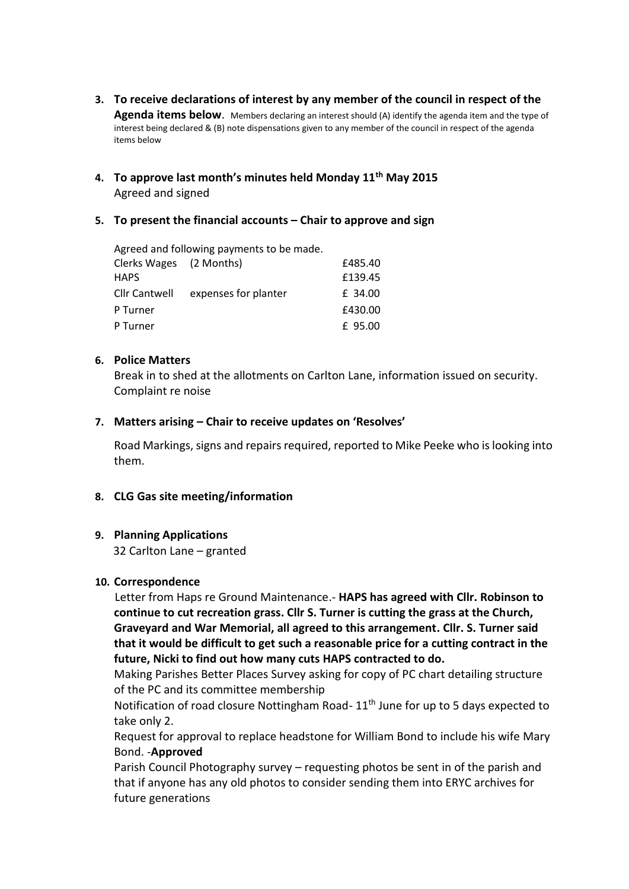3. **To receive declarations of interest by any member of the council in respect of the Agenda items below**. Members declaring an interest should (A) identify the agenda item and the type of interest being declared & (B) note dispensations given to any member of the council in respect of the agenda items below

4. **To approve last month's minutes held Monday 11th May 2015**
   Agreed and signed

5. **To present the financial accounts – Chair to approve and sign**

   Agreed and following payments to be made.

   | | | |
   |---|---|---|
   | Clerks Wages | (2 Months) | £485.40 |
   | HAPS | | £139.45 |
   | Cllr Cantwell | expenses for planter | £ 34.00 |
   | P Turner | | £430.00 |
   | P Turner | | £ 95.00 |

6. **Police Matters**
   Break in to shed at the allotments on Carlton Lane, information issued on security. Complaint re noise

7. **Matters arising – Chair to receive updates on 'Resolves'**

   Road Markings, signs and repairs required, reported to Mike Peeke who is looking into them.

8. **CLG Gas site meeting/information**

9. **Planning Applications**
   32 Carlton Lane – granted

10. **Correspondence**
    Letter from Haps re Ground Maintenance.- **HAPS has agreed with Cllr. Robinson to continue to cut recreation grass. Cllr S. Turner is cutting the grass at the Church, Graveyard and War Memorial, all agreed to this arrangement. Cllr. S. Turner said that it would be difficult to get such a reasonable price for a cutting contract in the future, Nicki to find out how many cuts HAPS contracted to do.**
    Making Parishes Better Places Survey asking for copy of PC chart detailing structure of the PC and its committee membership
    Notification of road closure Nottingham Road- 11th June for up to 5 days expected to take only 2.
    Request for approval to replace headstone for William Bond to include his wife Mary Bond. -**Approved**
    Parish Council Photography survey – requesting photos be sent in of the parish and that if anyone has any old photos to consider sending them into ERYC archives for future generations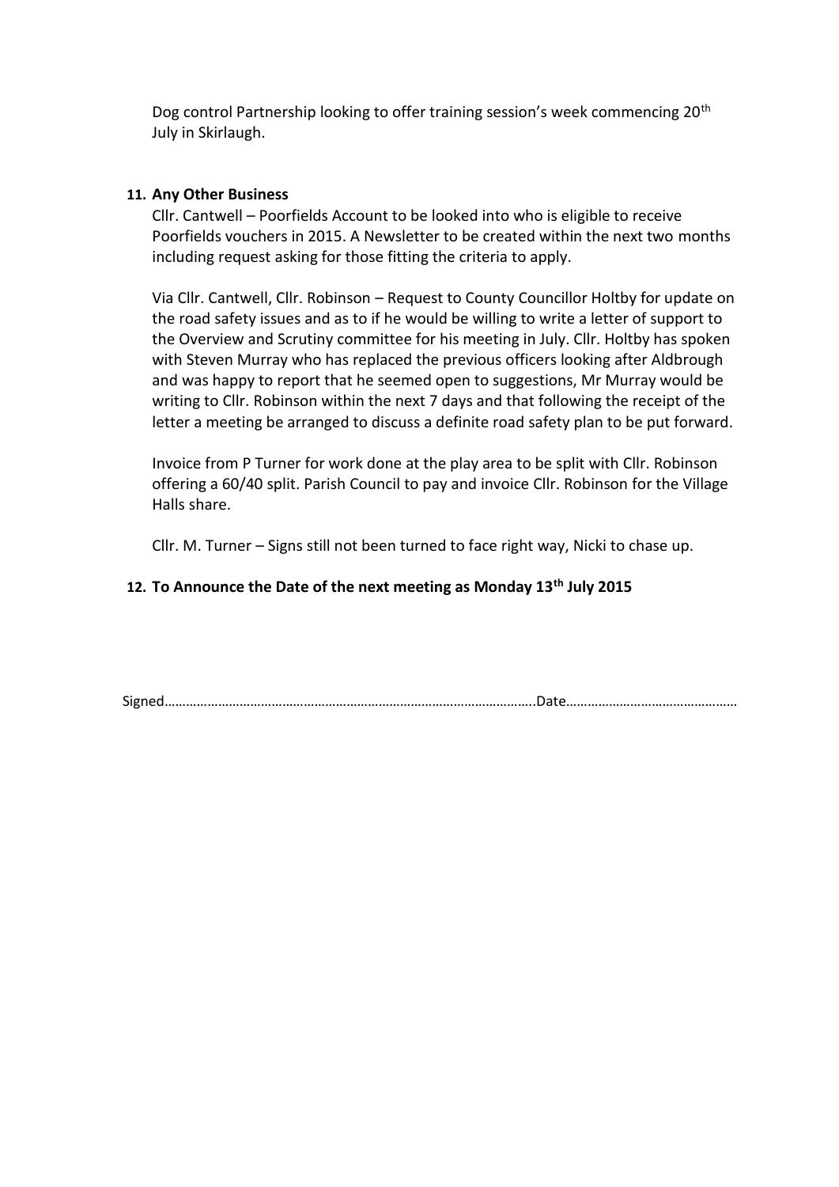Dog control Partnership looking to offer training session's week commencing 20th July in Skirlaugh.

**11. Any Other Business**

Cllr. Cantwell – Poorfields Account to be looked into who is eligible to receive Poorfields vouchers in 2015. A Newsletter to be created within the next two months including request asking for those fitting the criteria to apply.

Via Cllr. Cantwell, Cllr. Robinson – Request to County Councillor Holtby for update on the road safety issues and as to if he would be willing to write a letter of support to the Overview and Scrutiny committee for his meeting in July. Cllr. Holtby has spoken with Steven Murray who has replaced the previous officers looking after Aldbrough and was happy to report that he seemed open to suggestions, Mr Murray would be writing to Cllr. Robinson within the next 7 days and that following the receipt of the letter a meeting be arranged to discuss a definite road safety plan to be put forward.

Invoice from P Turner for work done at the play area to be split with Cllr. Robinson offering a 60/40 split. Parish Council to pay and invoice Cllr. Robinson for the Village Halls share.

Cllr. M. Turner – Signs still not been turned to face right way, Nicki to chase up.

**12. To Announce the Date of the next meeting as Monday 13th July 2015**

Signed…………………………………………………………………………………………..Date…………………………………………